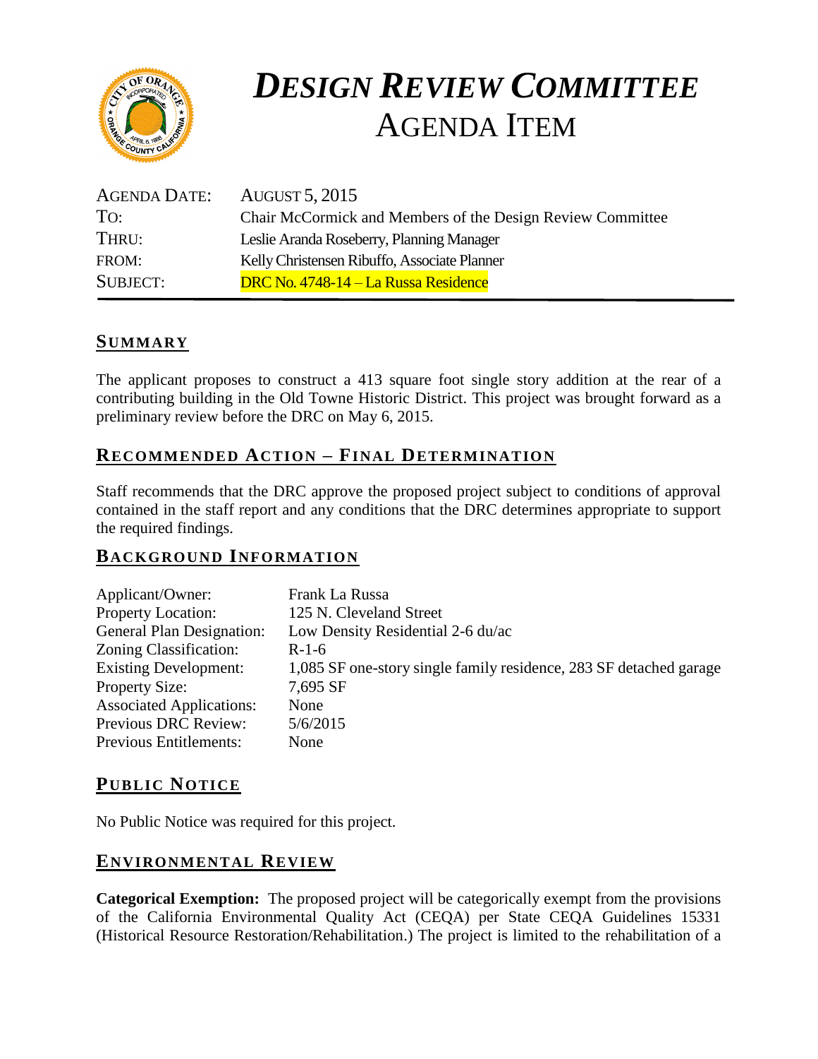# *DESIGN REVIEW COMMITTEE*
# AGENDA ITEM

| | |
|---|---|
| AGENDA DATE: | AUGUST 5, 2015 |
| TO: | Chair McCormick and Members of the Design Review Committee |
| THRU: | Leslie Aranda Roseberry, Planning Manager |
| FROM: | Kelly Christensen Ribuffo, Associate Planner |
| SUBJECT: | DRC No. 4748-14 – La Russa Residence |

## SUMMARY

The applicant proposes to construct a 413 square foot single story addition at the rear of a contributing building in the Old Towne Historic District. This project was brought forward as a preliminary review before the DRC on May 6, 2015.

## RECOMMENDED ACTION – FINAL DETERMINATION

Staff recommends that the DRC approve the proposed project subject to conditions of approval contained in the staff report and any conditions that the DRC determines appropriate to support the required findings.

## BACKGROUND INFORMATION

| | |
|---|---|
| Applicant/Owner: | Frank La Russa |
| Property Location: | 125 N. Cleveland Street |
| General Plan Designation: | Low Density Residential 2-6 du/ac |
| Zoning Classification: | R-1-6 |
| Existing Development: | 1,085 SF one-story single family residence, 283 SF detached garage |
| Property Size: | 7,695 SF |
| Associated Applications: | None |
| Previous DRC Review: | 5/6/2015 |
| Previous Entitlements: | None |

## PUBLIC NOTICE

No Public Notice was required for this project.

## ENVIRONMENTAL REVIEW

**Categorical Exemption:** The proposed project will be categorically exempt from the provisions of the California Environmental Quality Act (CEQA) per State CEQA Guidelines 15331 (Historical Resource Restoration/Rehabilitation.) The project is limited to the rehabilitation of a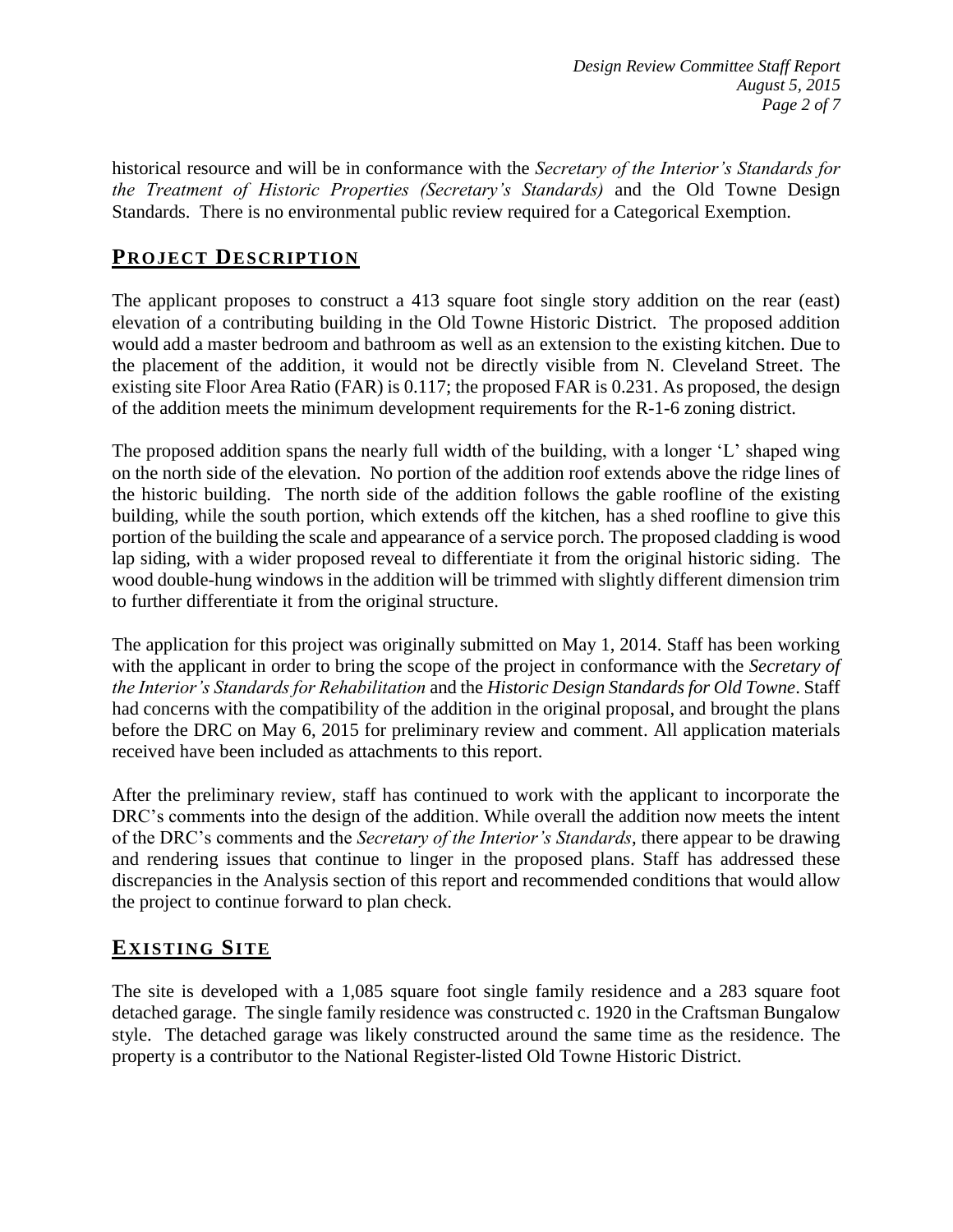historical resource and will be in conformance with the *Secretary of the Interior's Standards for the Treatment of Historic Properties (Secretary's Standards)* and the Old Towne Design Standards. There is no environmental public review required for a Categorical Exemption.

## PROJECT DESCRIPTION

The applicant proposes to construct a 413 square foot single story addition on the rear (east) elevation of a contributing building in the Old Towne Historic District. The proposed addition would add a master bedroom and bathroom as well as an extension to the existing kitchen. Due to the placement of the addition, it would not be directly visible from N. Cleveland Street. The existing site Floor Area Ratio (FAR) is 0.117; the proposed FAR is 0.231. As proposed, the design of the addition meets the minimum development requirements for the R-1-6 zoning district.

The proposed addition spans the nearly full width of the building, with a longer 'L' shaped wing on the north side of the elevation. No portion of the addition roof extends above the ridge lines of the historic building. The north side of the addition follows the gable roofline of the existing building, while the south portion, which extends off the kitchen, has a shed roofline to give this portion of the building the scale and appearance of a service porch. The proposed cladding is wood lap siding, with a wider proposed reveal to differentiate it from the original historic siding. The wood double-hung windows in the addition will be trimmed with slightly different dimension trim to further differentiate it from the original structure.

The application for this project was originally submitted on May 1, 2014. Staff has been working with the applicant in order to bring the scope of the project in conformance with the *Secretary of the Interior's Standards for Rehabilitation* and the *Historic Design Standards for Old Towne*. Staff had concerns with the compatibility of the addition in the original proposal, and brought the plans before the DRC on May 6, 2015 for preliminary review and comment. All application materials received have been included as attachments to this report.

After the preliminary review, staff has continued to work with the applicant to incorporate the DRC's comments into the design of the addition. While overall the addition now meets the intent of the DRC's comments and the *Secretary of the Interior's Standards*, there appear to be drawing and rendering issues that continue to linger in the proposed plans. Staff has addressed these discrepancies in the Analysis section of this report and recommended conditions that would allow the project to continue forward to plan check.

## EXISTING SITE

The site is developed with a 1,085 square foot single family residence and a 283 square foot detached garage. The single family residence was constructed c. 1920 in the Craftsman Bungalow style. The detached garage was likely constructed around the same time as the residence. The property is a contributor to the National Register-listed Old Towne Historic District.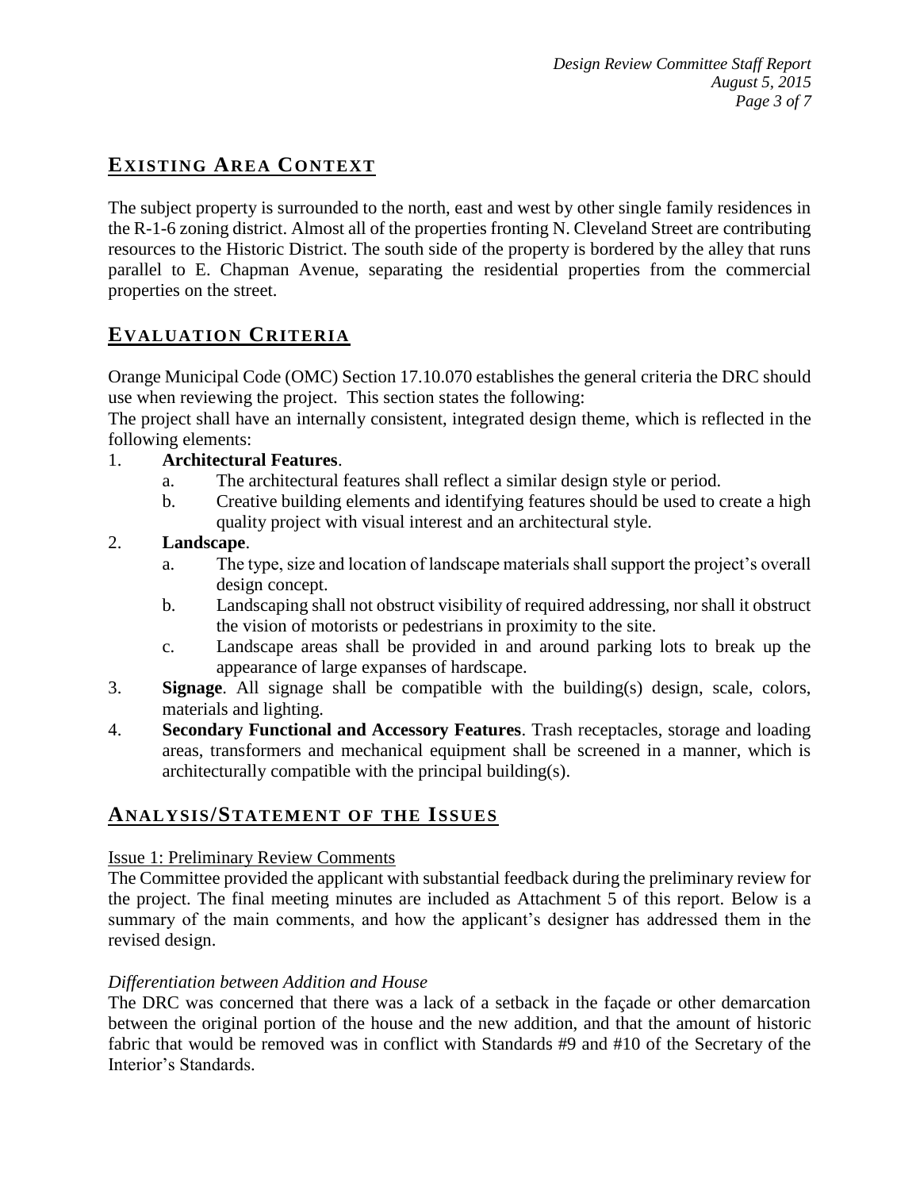## EXISTING AREA CONTEXT

The subject property is surrounded to the north, east and west by other single family residences in the R-1-6 zoning district. Almost all of the properties fronting N. Cleveland Street are contributing resources to the Historic District. The south side of the property is bordered by the alley that runs parallel to E. Chapman Avenue, separating the residential properties from the commercial properties on the street.

## EVALUATION CRITERIA

Orange Municipal Code (OMC) Section 17.10.070 establishes the general criteria the DRC should use when reviewing the project. This section states the following:
The project shall have an internally consistent, integrated design theme, which is reflected in the following elements:

1. **Architectural Features**.
   a. The architectural features shall reflect a similar design style or period.
   b. Creative building elements and identifying features should be used to create a high quality project with visual interest and an architectural style.
2. **Landscape**.
   a. The type, size and location of landscape materials shall support the project's overall design concept.
   b. Landscaping shall not obstruct visibility of required addressing, nor shall it obstruct the vision of motorists or pedestrians in proximity to the site.
   c. Landscape areas shall be provided in and around parking lots to break up the appearance of large expanses of hardscape.
3. **Signage**. All signage shall be compatible with the building(s) design, scale, colors, materials and lighting.
4. **Secondary Functional and Accessory Features**. Trash receptacles, storage and loading areas, transformers and mechanical equipment shall be screened in a manner, which is architecturally compatible with the principal building(s).

## ANALYSIS/STATEMENT OF THE ISSUES

Issue 1: Preliminary Review Comments

The Committee provided the applicant with substantial feedback during the preliminary review for the project. The final meeting minutes are included as Attachment 5 of this report. Below is a summary of the main comments, and how the applicant's designer has addressed them in the revised design.

*Differentiation between Addition and House*

The DRC was concerned that there was a lack of a setback in the façade or other demarcation between the original portion of the house and the new addition, and that the amount of historic fabric that would be removed was in conflict with Standards #9 and #10 of the Secretary of the Interior's Standards.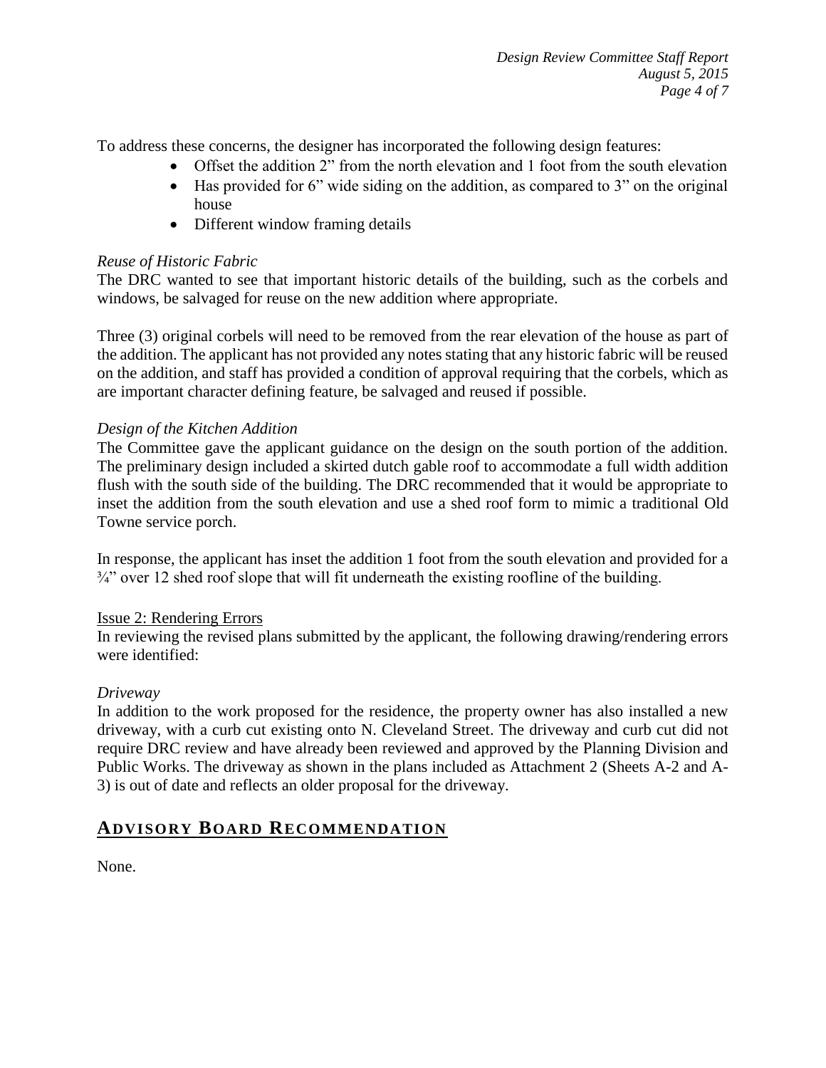To address these concerns, the designer has incorporated the following design features:

- Offset the addition 2" from the north elevation and 1 foot from the south elevation
- Has provided for 6" wide siding on the addition, as compared to 3" on the original house
- Different window framing details

*Reuse of Historic Fabric*

The DRC wanted to see that important historic details of the building, such as the corbels and windows, be salvaged for reuse on the new addition where appropriate.

Three (3) original corbels will need to be removed from the rear elevation of the house as part of the addition. The applicant has not provided any notes stating that any historic fabric will be reused on the addition, and staff has provided a condition of approval requiring that the corbels, which as are important character defining feature, be salvaged and reused if possible.

*Design of the Kitchen Addition*

The Committee gave the applicant guidance on the design on the south portion of the addition. The preliminary design included a skirted dutch gable roof to accommodate a full width addition flush with the south side of the building. The DRC recommended that it would be appropriate to inset the addition from the south elevation and use a shed roof form to mimic a traditional Old Towne service porch.

In response, the applicant has inset the addition 1 foot from the south elevation and provided for a ¾" over 12 shed roof slope that will fit underneath the existing roofline of the building.

Issue 2: Rendering Errors

In reviewing the revised plans submitted by the applicant, the following drawing/rendering errors were identified:

*Driveway*

In addition to the work proposed for the residence, the property owner has also installed a new driveway, with a curb cut existing onto N. Cleveland Street. The driveway and curb cut did not require DRC review and have already been reviewed and approved by the Planning Division and Public Works. The driveway as shown in the plans included as Attachment 2 (Sheets A-2 and A-3) is out of date and reflects an older proposal for the driveway.

## ADVISORY BOARD RECOMMENDATION

None.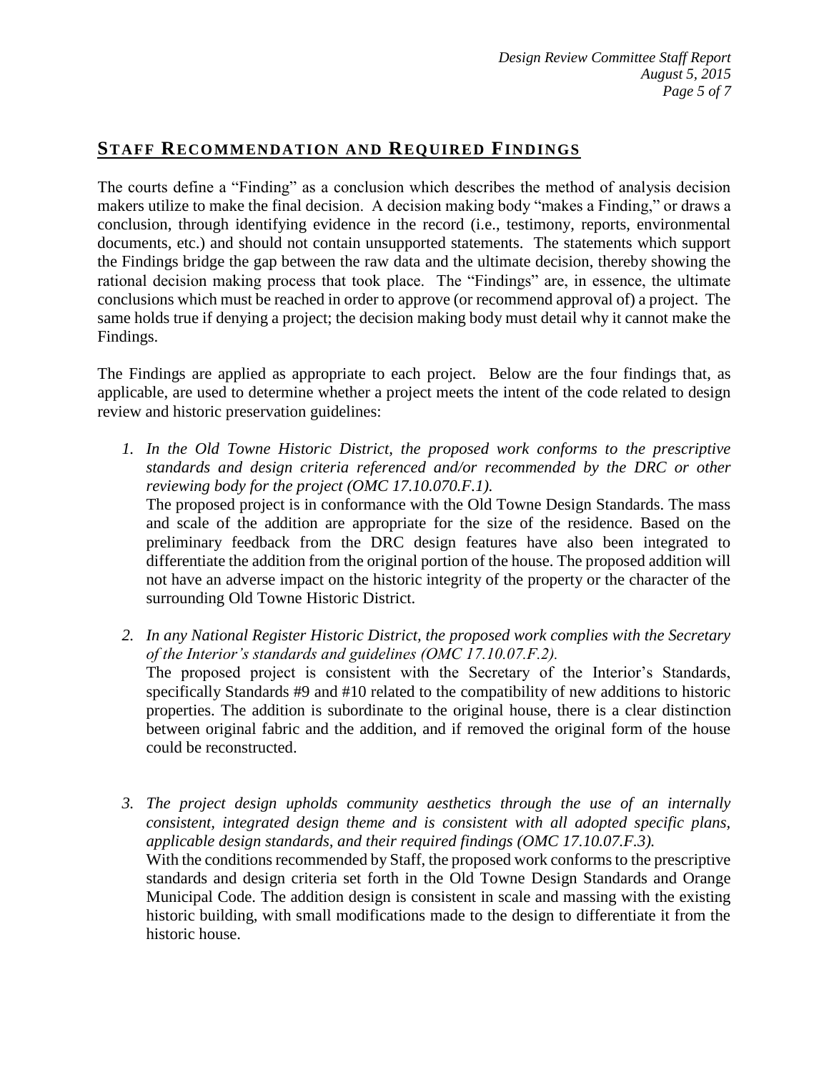## STAFF RECOMMENDATION AND REQUIRED FINDINGS

The courts define a "Finding" as a conclusion which describes the method of analysis decision makers utilize to make the final decision. A decision making body "makes a Finding," or draws a conclusion, through identifying evidence in the record (i.e., testimony, reports, environmental documents, etc.) and should not contain unsupported statements. The statements which support the Findings bridge the gap between the raw data and the ultimate decision, thereby showing the rational decision making process that took place. The "Findings" are, in essence, the ultimate conclusions which must be reached in order to approve (or recommend approval of) a project. The same holds true if denying a project; the decision making body must detail why it cannot make the Findings.

The Findings are applied as appropriate to each project. Below are the four findings that, as applicable, are used to determine whether a project meets the intent of the code related to design review and historic preservation guidelines:

1. *In the Old Towne Historic District, the proposed work conforms to the prescriptive standards and design criteria referenced and/or recommended by the DRC or other reviewing body for the project (OMC 17.10.070.F.1).*
   The proposed project is in conformance with the Old Towne Design Standards. The mass and scale of the addition are appropriate for the size of the residence. Based on the preliminary feedback from the DRC design features have also been integrated to differentiate the addition from the original portion of the house. The proposed addition will not have an adverse impact on the historic integrity of the property or the character of the surrounding Old Towne Historic District.

2. *In any National Register Historic District, the proposed work complies with the Secretary of the Interior's standards and guidelines (OMC 17.10.07.F.2).*
   The proposed project is consistent with the Secretary of the Interior's Standards, specifically Standards #9 and #10 related to the compatibility of new additions to historic properties. The addition is subordinate to the original house, there is a clear distinction between original fabric and the addition, and if removed the original form of the house could be reconstructed.

3. *The project design upholds community aesthetics through the use of an internally consistent, integrated design theme and is consistent with all adopted specific plans, applicable design standards, and their required findings (OMC 17.10.07.F.3).*
   With the conditions recommended by Staff, the proposed work conforms to the prescriptive standards and design criteria set forth in the Old Towne Design Standards and Orange Municipal Code. The addition design is consistent in scale and massing with the existing historic building, with small modifications made to the design to differentiate it from the historic house.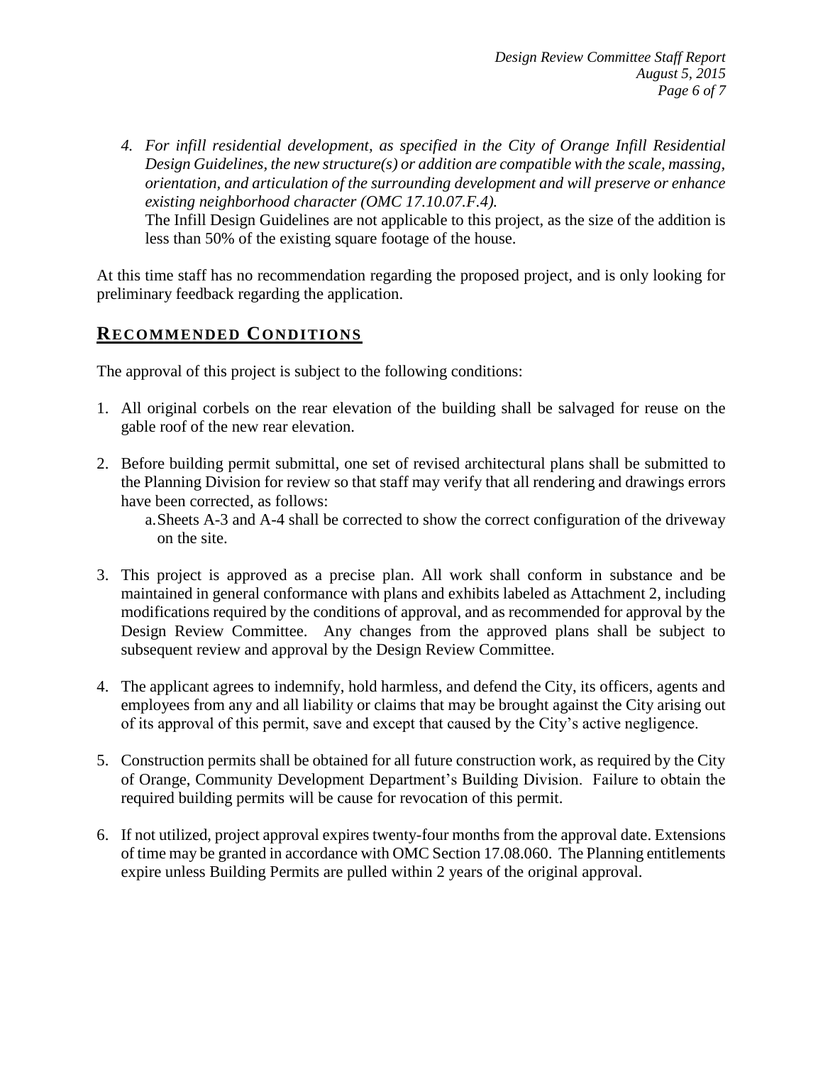4. *For infill residential development, as specified in the City of Orange Infill Residential Design Guidelines, the new structure(s) or addition are compatible with the scale, massing, orientation, and articulation of the surrounding development and will preserve or enhance existing neighborhood character (OMC 17.10.07.F.4).*
   The Infill Design Guidelines are not applicable to this project, as the size of the addition is less than 50% of the existing square footage of the house.

At this time staff has no recommendation regarding the proposed project, and is only looking for preliminary feedback regarding the application.

## RECOMMENDED CONDITIONS

The approval of this project is subject to the following conditions:

1. All original corbels on the rear elevation of the building shall be salvaged for reuse on the gable roof of the new rear elevation.

2. Before building permit submittal, one set of revised architectural plans shall be submitted to the Planning Division for review so that staff may verify that all rendering and drawings errors have been corrected, as follows:
   a. Sheets A-3 and A-4 shall be corrected to show the correct configuration of the driveway on the site.

3. This project is approved as a precise plan. All work shall conform in substance and be maintained in general conformance with plans and exhibits labeled as Attachment 2, including modifications required by the conditions of approval, and as recommended for approval by the Design Review Committee. Any changes from the approved plans shall be subject to subsequent review and approval by the Design Review Committee.

4. The applicant agrees to indemnify, hold harmless, and defend the City, its officers, agents and employees from any and all liability or claims that may be brought against the City arising out of its approval of this permit, save and except that caused by the City's active negligence.

5. Construction permits shall be obtained for all future construction work, as required by the City of Orange, Community Development Department's Building Division. Failure to obtain the required building permits will be cause for revocation of this permit.

6. If not utilized, project approval expires twenty-four months from the approval date. Extensions of time may be granted in accordance with OMC Section 17.08.060. The Planning entitlements expire unless Building Permits are pulled within 2 years of the original approval.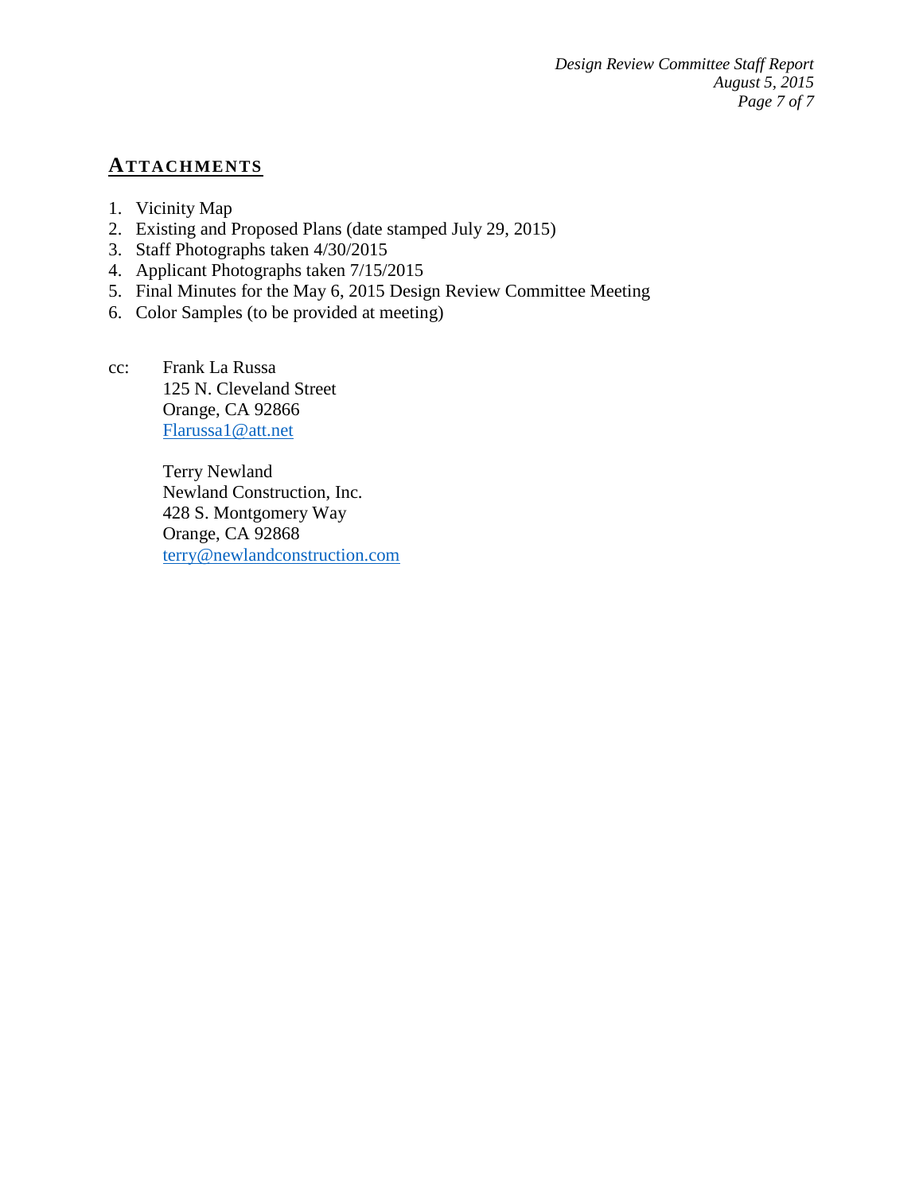## ATTACHMENTS

1. Vicinity Map
2. Existing and Proposed Plans (date stamped July 29, 2015)
3. Staff Photographs taken 4/30/2015
4. Applicant Photographs taken 7/15/2015
5. Final Minutes for the May 6, 2015 Design Review Committee Meeting
6. Color Samples (to be provided at meeting)

cc: Frank La Russa
125 N. Cleveland Street
Orange, CA 92866
Flarussa1@att.net

Terry Newland
Newland Construction, Inc.
428 S. Montgomery Way
Orange, CA 92868
terry@newlandconstruction.com